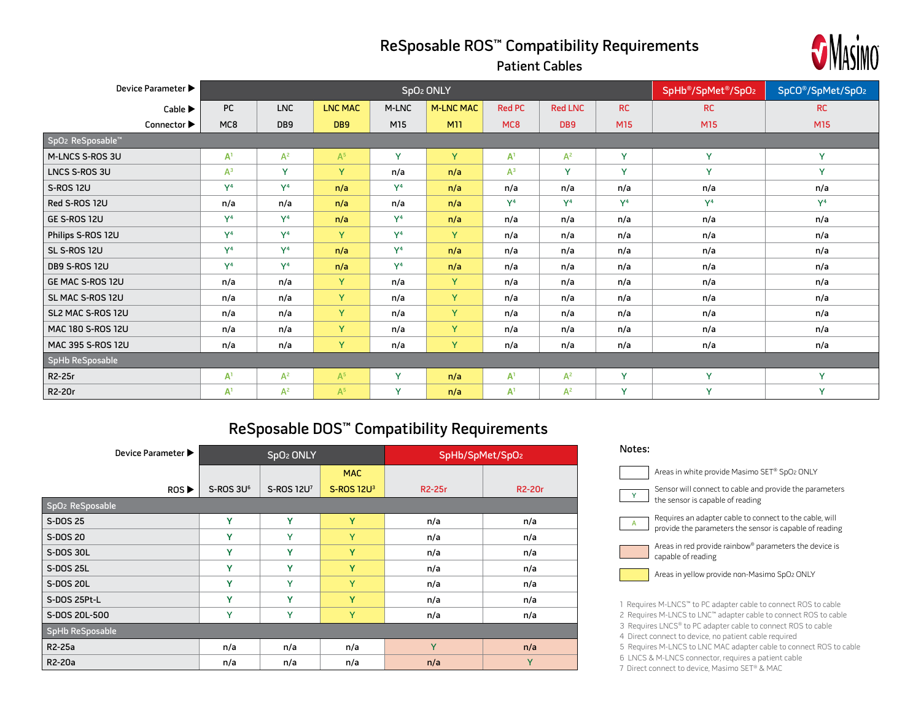# ReSposable ROS™ Compatibility Requirements

## Patient Cables

| Device Parameter ▶ | SpO2 ONLY | | | | | | | | SpHb®/SpMet®/SpO2 | SpCO®/SpMet/SpO2 |
|---|---|---|---|---|---|---|---|---|---|---|
| Cable ▶ | PC | LNC | LNC MAC | M-LNC | M-LNC MAC | Red PC | Red LNC | RC | RC | RC |
| Connector ▶ | MC8 | DB9 | DB9 | M15 | M11 | MC8 | DB9 | M15 | M15 | M15 |
| **SpO2 ReSposable™** | | | | | | | | | | |
| M-LNCS S-ROS 3U | A[1] | A[2] | A[5] | Y | Y | A[1] | A[2] | Y | Y | Y |
| LNCS S-ROS 3U | A[3] | Y | Y | n/a | n/a | A[3] | Y | Y | Y | Y |
| S-ROS 12U | Y[4] | Y[4] | n/a | Y[4] | n/a | n/a | n/a | n/a | n/a | n/a |
| Red S-ROS 12U | n/a | n/a | n/a | n/a | n/a | Y[4] | Y[4] | Y[4] | Y[4] | Y[4] |
| GE S-ROS 12U | Y[4] | Y[4] | n/a | Y[4] | n/a | n/a | n/a | n/a | n/a | n/a |
| Philips S-ROS 12U | Y[4] | Y[4] | Y | Y[4] | Y | n/a | n/a | n/a | n/a | n/a |
| SL S-ROS 12U | Y[4] | Y[4] | n/a | Y[4] | n/a | n/a | n/a | n/a | n/a | n/a |
| DB9 S-ROS 12U | Y[4] | Y[4] | n/a | Y[4] | n/a | n/a | n/a | n/a | n/a | n/a |
| GE MAC S-ROS 12U | n/a | n/a | Y | n/a | Y | n/a | n/a | n/a | n/a | n/a |
| SL MAC S-ROS 12U | n/a | n/a | Y | n/a | Y | n/a | n/a | n/a | n/a | n/a |
| SL2 MAC S-ROS 12U | n/a | n/a | Y | n/a | Y | n/a | n/a | n/a | n/a | n/a |
| MAC 180 S-ROS 12U | n/a | n/a | Y | n/a | Y | n/a | n/a | n/a | n/a | n/a |
| MAC 395 S-ROS 12U | n/a | n/a | Y | n/a | Y | n/a | n/a | n/a | n/a | n/a |
| **SpHb ReSposable** | | | | | | | | | | |
| R2-25r | A[1] | A[2] | A[5] | Y | n/a | A[1] | A[2] | Y | Y | Y |
| R2-20r | A[1] | A[2] | A[5] | Y | n/a | A[1] | A[2] | Y | Y | Y |

# ReSposable DOS™ Compatibility Requirements

| Device Parameter ▶ | SpO2 ONLY | | | SpHb/SpMet/SpO2 | |
|---|---|---|---|---|---|
| ROS ▶ | S-ROS 3U[6] | S-ROS 12U[7] | MAC S-ROS 12U[3] | R2-25r | R2-20r |
| **SpO2 ReSposable** | | | | | |
| S-DOS 25 | Y | Y | Y | n/a | n/a |
| S-DOS 20 | Y | Y | Y | n/a | n/a |
| S-DOS 30L | Y | Y | Y | n/a | n/a |
| S-DOS 25L | Y | Y | Y | n/a | n/a |
| S-DOS 20L | Y | Y | Y | n/a | n/a |
| S-DOS 25Pt-L | Y | Y | Y | n/a | n/a |
| S-DOS 20L-500 | Y | Y | Y | n/a | n/a |
| **SpHb ReSposable** | | | | | |
| R2-25a | n/a | n/a | n/a | Y | n/a |
| R2-20a | n/a | n/a | n/a | n/a | Y |

**Notes:**

- (White) Areas in white provide Masimo SET® SpO2 ONLY
- Y — Sensor will connect to cable and provide the parameters the sensor is capable of reading
- A — Requires an adapter cable to connect to the cable, will provide the parameters the sensor is capable of reading
- (Red) Areas in red provide rainbow® parameters the device is capable of reading
- (Yellow) Areas in yellow provide non-Masimo SpO2 ONLY

1. Requires M-LNCS™ to PC adapter cable to connect ROS to cable
2. Requires M-LNCS to LNC™ adapter cable to connect ROS to cable
3. Requires LNCS® to PC adapter cable to connect ROS to cable
4. Direct connect to device, no patient cable required
5. Requires M-LNCS to LNC MAC adapter cable to connect ROS to cable
6. LNCS & M-LNCS connector, requires a patient cable
7. Direct connect to device, Masimo SET® & MAC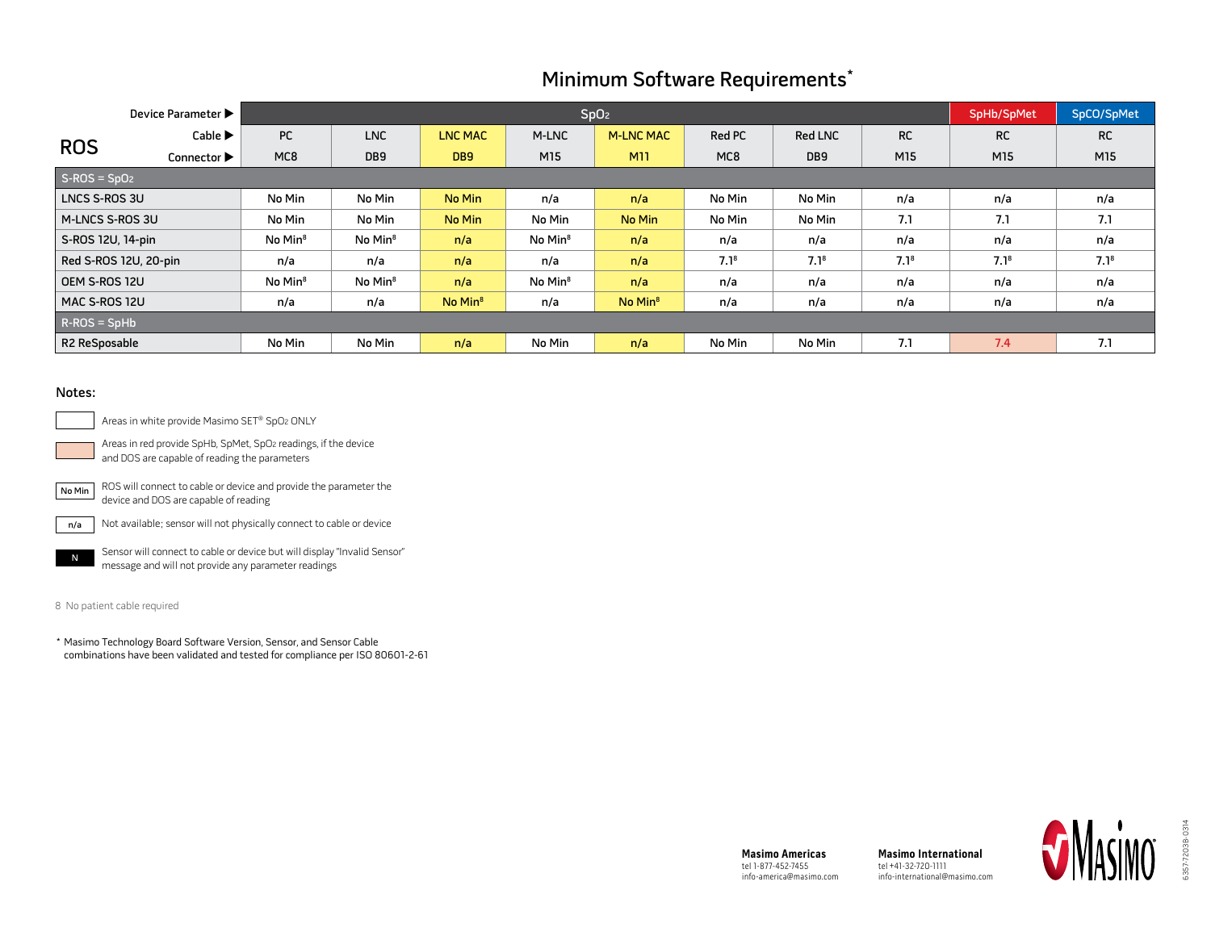# Minimum Software Requirements*

| ROS | Device Parameter ▶ | SpO2 | | | | | | | | SpHb/SpMet | SpCO/SpMet |
|---|---|---|---|---|---|---|---|---|---|---|---|
| | Cable ▶ | PC | LNC | LNC MAC | M-LNC | M-LNC MAC | Red PC | Red LNC | RC | RC | RC |
| | Connector ▶ | MC8 | DB9 | DB9 | M15 | M11 | MC8 | DB9 | M15 | M15 | M15 |
| **S-ROS = SpO2** | | | | | | | | | | | |
| LNCS S-ROS 3U | | No Min | No Min | No Min | n/a | n/a | No Min | No Min | n/a | n/a | n/a |
| M-LNCS S-ROS 3U | | No Min | No Min | No Min | No Min | No Min | No Min | No Min | 7.1 | 7.1 | 7.1 |
| S-ROS 12U, 14-pin | | No Min[8] | No Min[8] | n/a | No Min[8] | n/a | n/a | n/a | n/a | n/a | n/a |
| Red S-ROS 12U, 20-pin | | n/a | n/a | n/a | n/a | n/a | 7.1[8] | 7.1[8] | 7.1[8] | 7.1[8] | 7.1[8] |
| OEM S-ROS 12U | | No Min[8] | No Min[8] | n/a | No Min[8] | n/a | n/a | n/a | n/a | n/a | n/a |
| MAC S-ROS 12U | | n/a | n/a | No Min[8] | n/a | No Min[8] | n/a | n/a | n/a | n/a | n/a |
| **R-ROS = SpHb** | | | | | | | | | | | |
| R2 ReSposable | | No Min | No Min | n/a | No Min | n/a | No Min | No Min | 7.1 | 7.4 | 7.1 |

**Notes:**

- (white) Areas in white provide Masimo SET® SpO2 ONLY
- (red) Areas in red provide SpHb, SpMet, SpO2 readings, if the device and DOS are capable of reading the parameters
- No Min — ROS will connect to cable or device and provide the parameter the device and DOS are capable of reading
- n/a — Not available; sensor will not physically connect to cable or device
- N — Sensor will connect to cable or device but will display "Invalid Sensor" message and will not provide any parameter readings

8 No patient cable required

\* Masimo Technology Board Software Version, Sensor, and Sensor Cable combinations have been validated and tested for compliance per ISO 80601-2-61

**Masimo Americas**
tel 1-877-452-7455
info-america@masimo.com

**Masimo International**
tel +41-32-720-1111
info-international@masimo.com

Masimo

6357-72038-0314